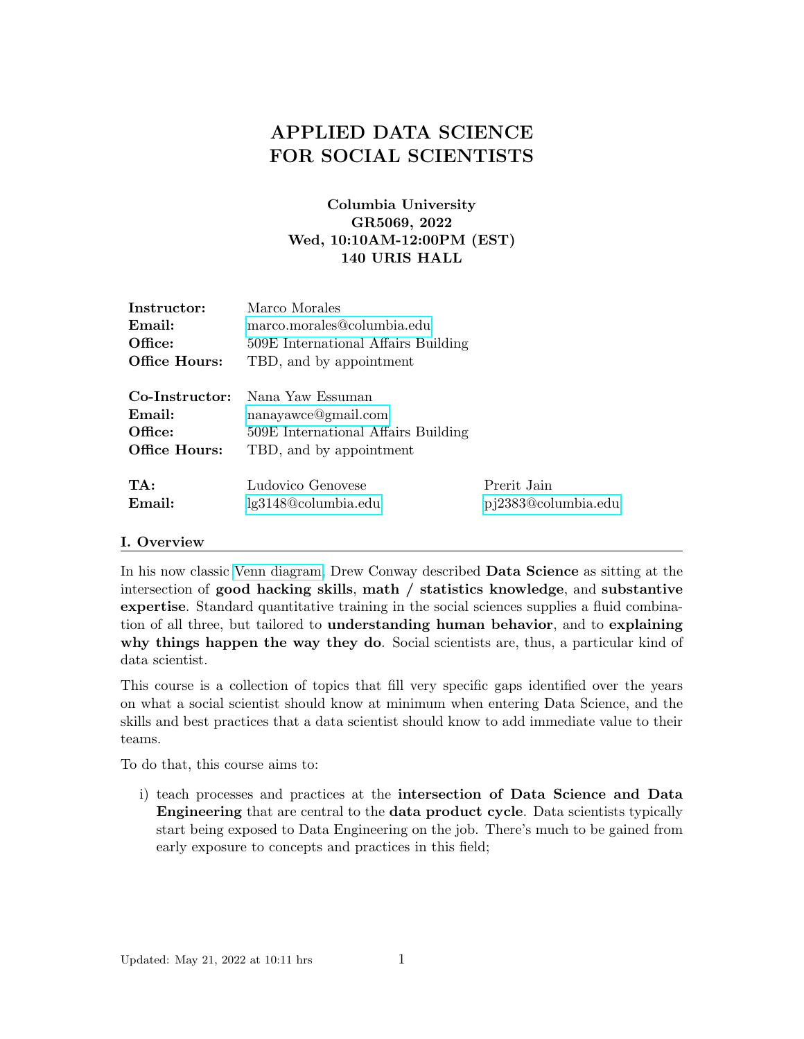# APPLIED DATA SCIENCE FOR SOCIAL SCIENTISTS

**Columbia University**
**GR5069, 2022**
**Wed, 10:10AM-12:00PM (EST)**
**140 URIS HALL**

| | | |
|---|---|---|
| **Instructor:** | Marco Morales | |
| **Email:** | marco.morales@columbia.edu | |
| **Office:** | 509E International Affairs Building | |
| **Office Hours:** | TBD, and by appointment | |
| **Co-Instructor:** | Nana Yaw Essuman | |
| **Email:** | nanayawce@gmail.com | |
| **Office:** | 509E International Affairs Building | |
| **Office Hours:** | TBD, and by appointment | |
| **TA:** | Ludovico Genovese | Prerit Jain |
| **Email:** | lg3148@columbia.edu | pj2383@columbia.edu |

## I. Overview

In his now classic Venn diagram, Drew Conway described **Data Science** as sitting at the intersection of **good hacking skills**, **math / statistics knowledge**, and **substantive expertise**. Standard quantitative training in the social sciences supplies a fluid combination of all three, but tailored to **understanding human behavior**, and to **explaining why things happen the way they do**. Social scientists are, thus, a particular kind of data scientist.

This course is a collection of topics that fill very specific gaps identified over the years on what a social scientist should know at minimum when entering Data Science, and the skills and best practices that a data scientist should know to add immediate value to their teams.

To do that, this course aims to:

i) teach processes and practices at the **intersection of Data Science and Data Engineering** that are central to the **data product cycle**. Data scientists typically start being exposed to Data Engineering on the job. There's much to be gained from early exposure to concepts and practices in this field;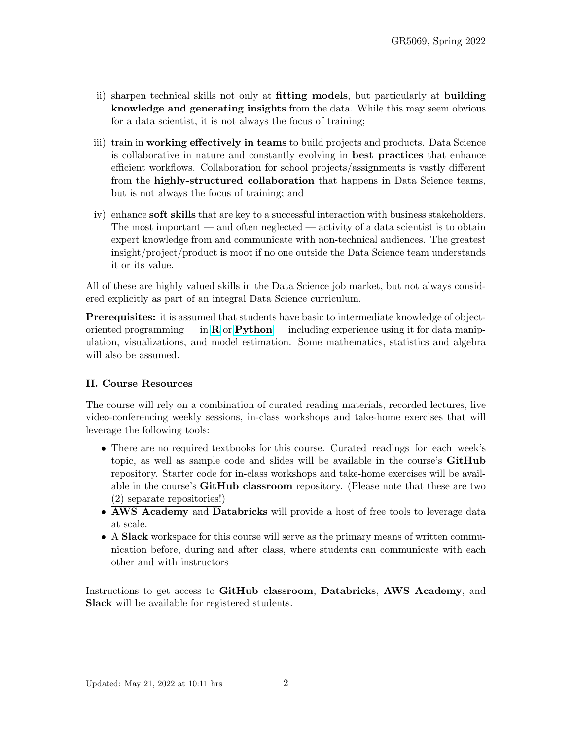ii) sharpen technical skills not only at **fitting models**, but particularly at **building knowledge and generating insights** from the data. While this may seem obvious for a data scientist, it is not always the focus of training;

iii) train in **working effectively in teams** to build projects and products. Data Science is collaborative in nature and constantly evolving in **best practices** that enhance efficient workflows. Collaboration for school projects/assignments is vastly different from the **highly-structured collaboration** that happens in Data Science teams, but is not always the focus of training; and

iv) enhance **soft skills** that are key to a successful interaction with business stakeholders. The most important — and often neglected — activity of a data scientist is to obtain expert knowledge from and communicate with non-technical audiences. The greatest insight/project/product is moot if no one outside the Data Science team understands it or its value.

All of these are highly valued skills in the Data Science job market, but not always considered explicitly as part of an integral Data Science curriculum.

**Prerequisites:** it is assumed that students have basic to intermediate knowledge of object-oriented programming — in **R** or **Python** — including experience using it for data manipulation, visualizations, and model estimation. Some mathematics, statistics and algebra will also be assumed.

## II. Course Resources

The course will rely on a combination of curated reading materials, recorded lectures, live video-conferencing weekly sessions, in-class workshops and take-home exercises that will leverage the following tools:

- There are no required textbooks for this course. Curated readings for each week's topic, as well as sample code and slides will be available in the course's **GitHub** repository. Starter code for in-class workshops and take-home exercises will be available in the course's **GitHub classroom** repository. (Please note that these are two (2) separate repositories!)
- **AWS Academy** and **Databricks** will provide a host of free tools to leverage data at scale.
- A **Slack** workspace for this course will serve as the primary means of written communication before, during and after class, where students can communicate with each other and with instructors

Instructions to get access to **GitHub classroom**, **Databricks**, **AWS Academy**, and **Slack** will be available for registered students.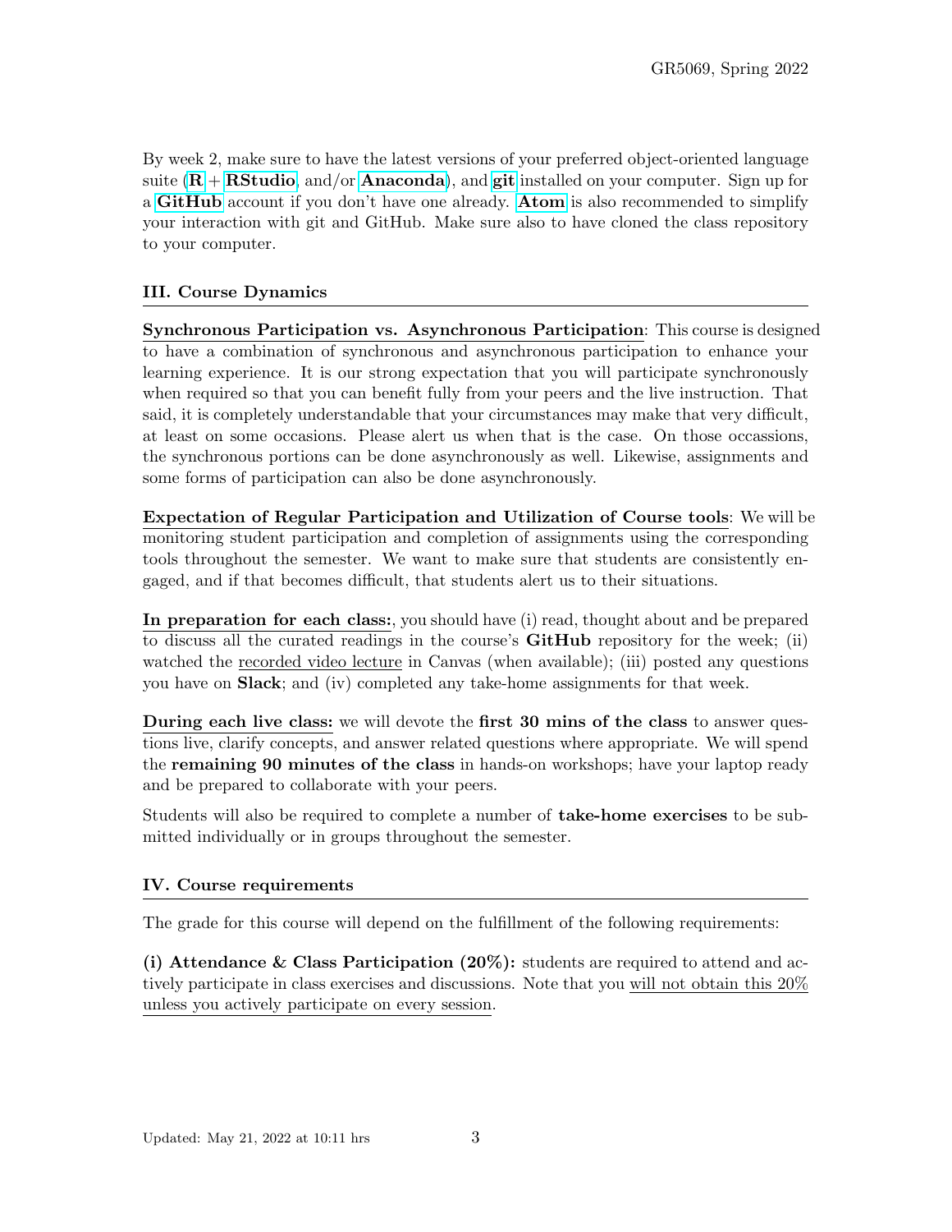By week 2, make sure to have the latest versions of your preferred object-oriented language suite (**R** + **RStudio** and/or **Anaconda**), and **git** installed on your computer. Sign up for a **GitHub** account if you don't have one already. **Atom** is also recommended to simplify your interaction with git and GitHub. Make sure also to have cloned the class repository to your computer.

### III. Course Dynamics

**Synchronous Participation vs. Asynchronous Participation**: This course is designed to have a combination of synchronous and asynchronous participation to enhance your learning experience. It is our strong expectation that you will participate synchronously when required so that you can benefit fully from your peers and the live instruction. That said, it is completely understandable that your circumstances may make that very difficult, at least on some occasions. Please alert us when that is the case. On those occassions, the synchronous portions can be done asynchronously as well. Likewise, assignments and some forms of participation can also be done asynchronously.

**Expectation of Regular Participation and Utilization of Course tools**: We will be monitoring student participation and completion of assignments using the corresponding tools throughout the semester. We want to make sure that students are consistently engaged, and if that becomes difficult, that students alert us to their situations.

**In preparation for each class:**, you should have (i) read, thought about and be prepared to discuss all the curated readings in the course's **GitHub** repository for the week; (ii) watched the recorded video lecture in Canvas (when available); (iii) posted any questions you have on **Slack**; and (iv) completed any take-home assignments for that week.

**During each live class:** we will devote the **first 30 mins of the class** to answer questions live, clarify concepts, and answer related questions where appropriate. We will spend the **remaining 90 minutes of the class** in hands-on workshops; have your laptop ready and be prepared to collaborate with your peers.

Students will also be required to complete a number of **take-home exercises** to be submitted individually or in groups throughout the semester.

### IV. Course requirements

The grade for this course will depend on the fulfillment of the following requirements:

**(i) Attendance & Class Participation (20%):** students are required to attend and actively participate in class exercises and discussions. Note that you will not obtain this 20% unless you actively participate on every session.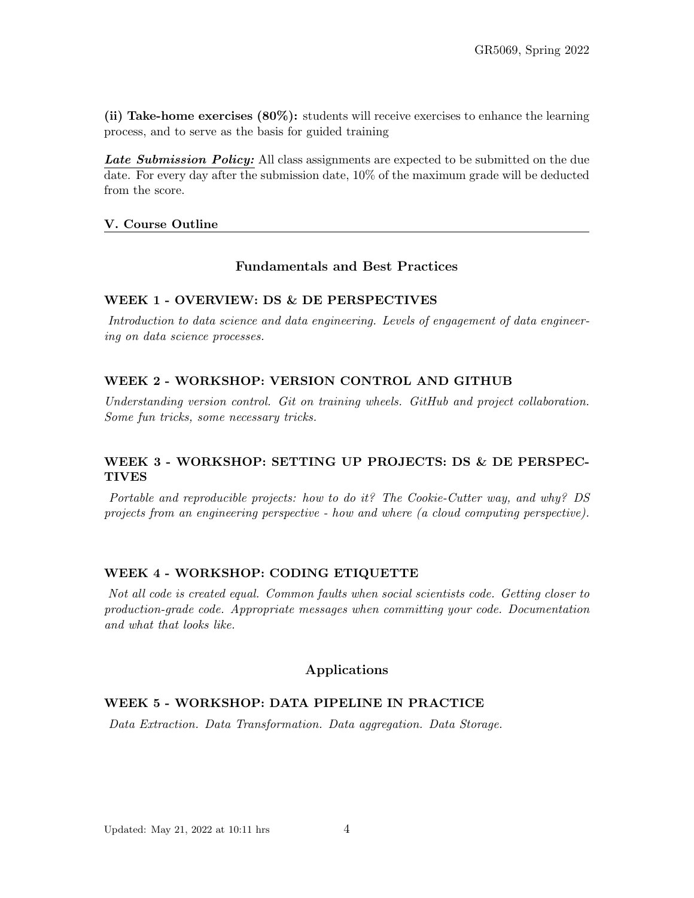**(ii) Take-home exercises (80%):** students will receive exercises to enhance the learning process, and to serve as the basis for guided training

***Late Submission Policy:*** All class assignments are expected to be submitted on the due date. For every day after the submission date, 10% of the maximum grade will be deducted from the score.

## V. Course Outline

### Fundamentals and Best Practices

#### WEEK 1 - OVERVIEW: DS & DE PERSPECTIVES

*Introduction to data science and data engineering. Levels of engagement of data engineering on data science processes.*

#### WEEK 2 - WORKSHOP: VERSION CONTROL AND GITHUB

*Understanding version control. Git on training wheels. GitHub and project collaboration. Some fun tricks, some necessary tricks.*

#### WEEK 3 - WORKSHOP: SETTING UP PROJECTS: DS & DE PERSPECTIVES

*Portable and reproducible projects: how to do it? The Cookie-Cutter way, and why? DS projects from an engineering perspective - how and where (a cloud computing perspective).*

#### WEEK 4 - WORKSHOP: CODING ETIQUETTE

*Not all code is created equal. Common faults when social scientists code. Getting closer to production-grade code. Appropriate messages when committing your code. Documentation and what that looks like.*

### Applications

#### WEEK 5 - WORKSHOP: DATA PIPELINE IN PRACTICE

*Data Extraction. Data Transformation. Data aggregation. Data Storage.*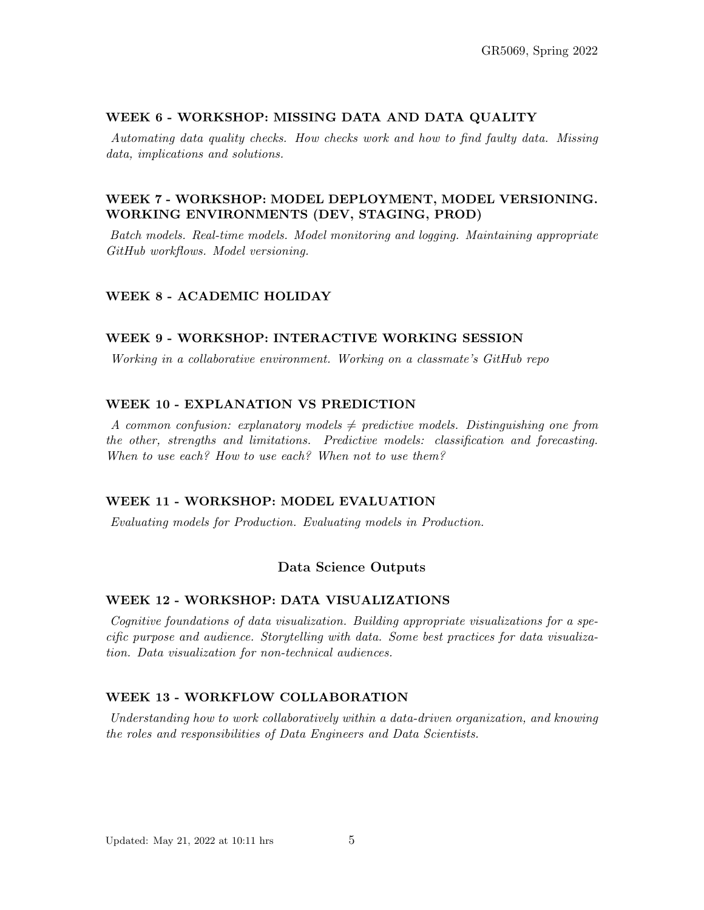### WEEK 6 - WORKSHOP: MISSING DATA AND DATA QUALITY

*Automating data quality checks. How checks work and how to find faulty data. Missing data, implications and solutions.*

### WEEK 7 - WORKSHOP: MODEL DEPLOYMENT, MODEL VERSIONING. WORKING ENVIRONMENTS (DEV, STAGING, PROD)

*Batch models. Real-time models. Model monitoring and logging. Maintaining appropriate GitHub workflows. Model versioning.*

### WEEK 8 - ACADEMIC HOLIDAY

### WEEK 9 - WORKSHOP: INTERACTIVE WORKING SESSION

*Working in a collaborative environment. Working on a classmate's GitHub repo*

### WEEK 10 - EXPLANATION VS PREDICTION

*A common confusion: explanatory models $\neq$ predictive models. Distinguishing one from the other, strengths and limitations. Predictive models: classification and forecasting. When to use each? How to use each? When not to use them?*

### WEEK 11 - WORKSHOP: MODEL EVALUATION

*Evaluating models for Production. Evaluating models in Production.*

## Data Science Outputs

### WEEK 12 - WORKSHOP: DATA VISUALIZATIONS

*Cognitive foundations of data visualization. Building appropriate visualizations for a specific purpose and audience. Storytelling with data. Some best practices for data visualization. Data visualization for non-technical audiences.*

### WEEK 13 - WORKFLOW COLLABORATION

*Understanding how to work collaboratively within a data-driven organization, and knowing the roles and responsibilities of Data Engineers and Data Scientists.*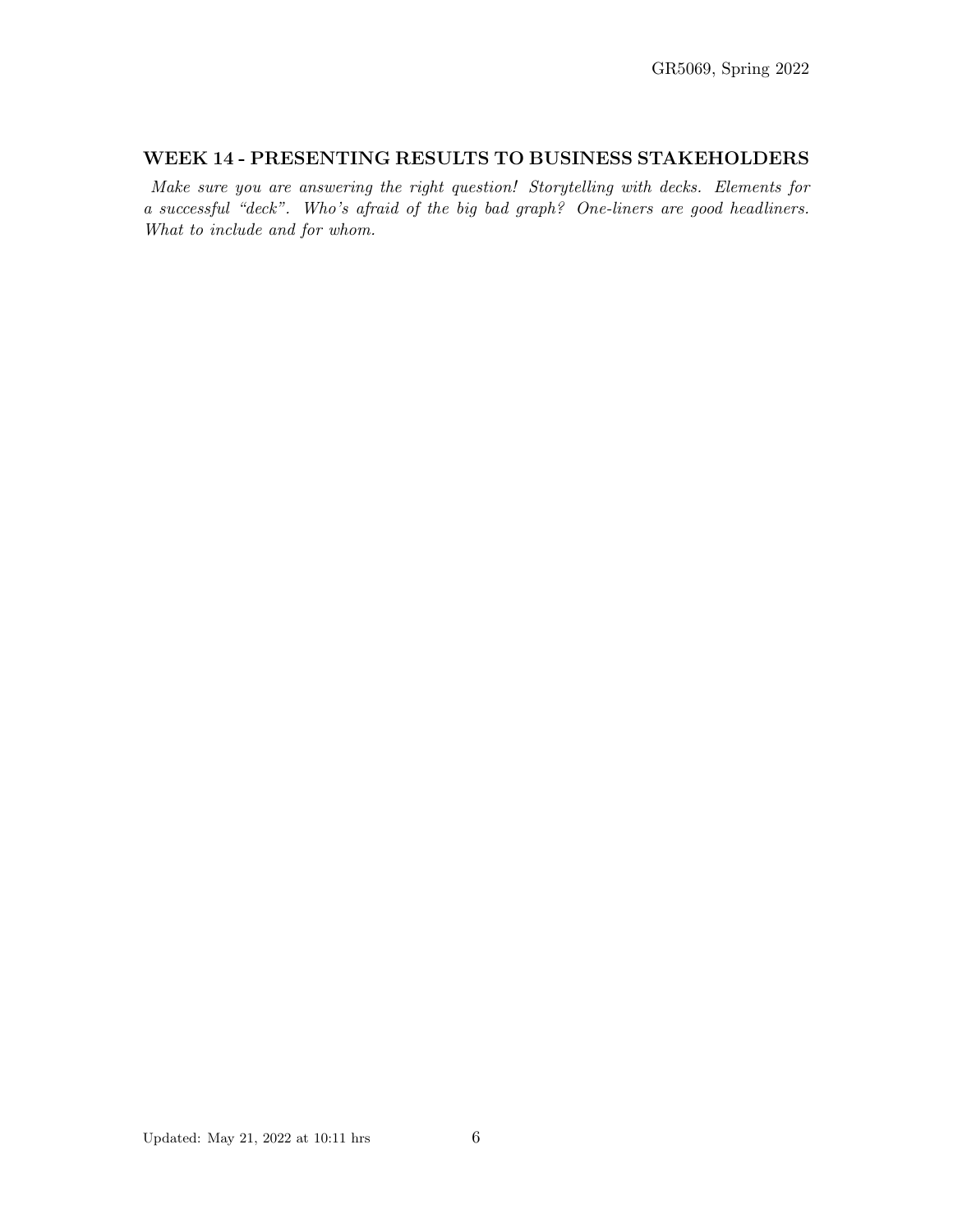## WEEK 14 - PRESENTING RESULTS TO BUSINESS STAKEHOLDERS

*Make sure you are answering the right question! Storytelling with decks. Elements for a successful "deck". Who's afraid of the big bad graph? One-liners are good headliners. What to include and for whom.*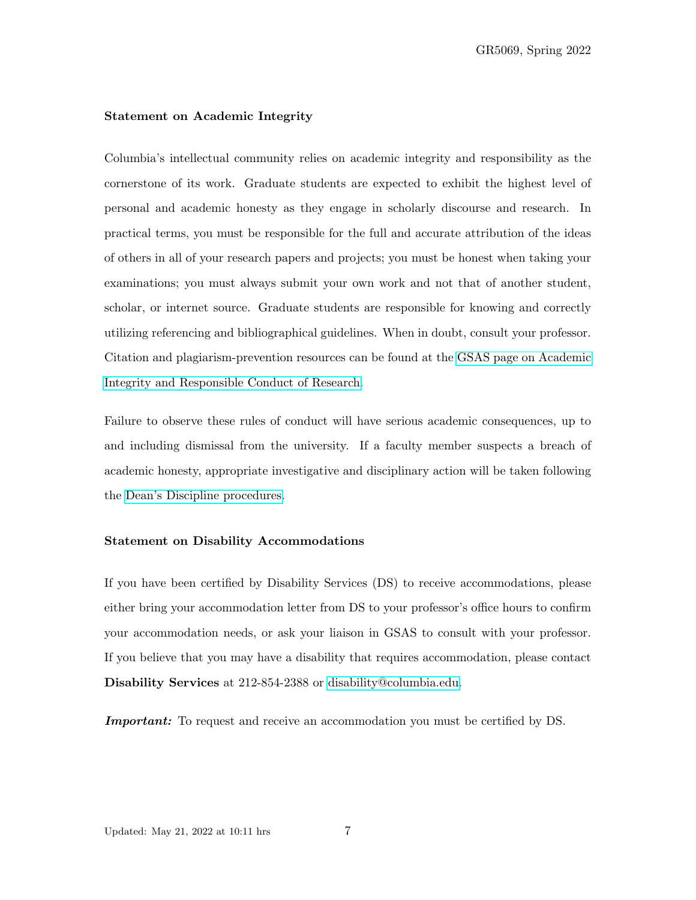### Statement on Academic Integrity

Columbia's intellectual community relies on academic integrity and responsibility as the cornerstone of its work. Graduate students are expected to exhibit the highest level of personal and academic honesty as they engage in scholarly discourse and research. In practical terms, you must be responsible for the full and accurate attribution of the ideas of others in all of your research papers and projects; you must be honest when taking your examinations; you must always submit your own work and not that of another student, scholar, or internet source. Graduate students are responsible for knowing and correctly utilizing referencing and bibliographical guidelines. When in doubt, consult your professor. Citation and plagiarism-prevention resources can be found at the GSAS page on Academic Integrity and Responsible Conduct of Research.

Failure to observe these rules of conduct will have serious academic consequences, up to and including dismissal from the university. If a faculty member suspects a breach of academic honesty, appropriate investigative and disciplinary action will be taken following the Dean's Discipline procedures.

### Statement on Disability Accommodations

If you have been certified by Disability Services (DS) to receive accommodations, please either bring your accommodation letter from DS to your professor's office hours to confirm your accommodation needs, or ask your liaison in GSAS to consult with your professor. If you believe that you may have a disability that requires accommodation, please contact **Disability Services** at 212-854-2388 or disability@columbia.edu.

***Important:*** To request and receive an accommodation you must be certified by DS.